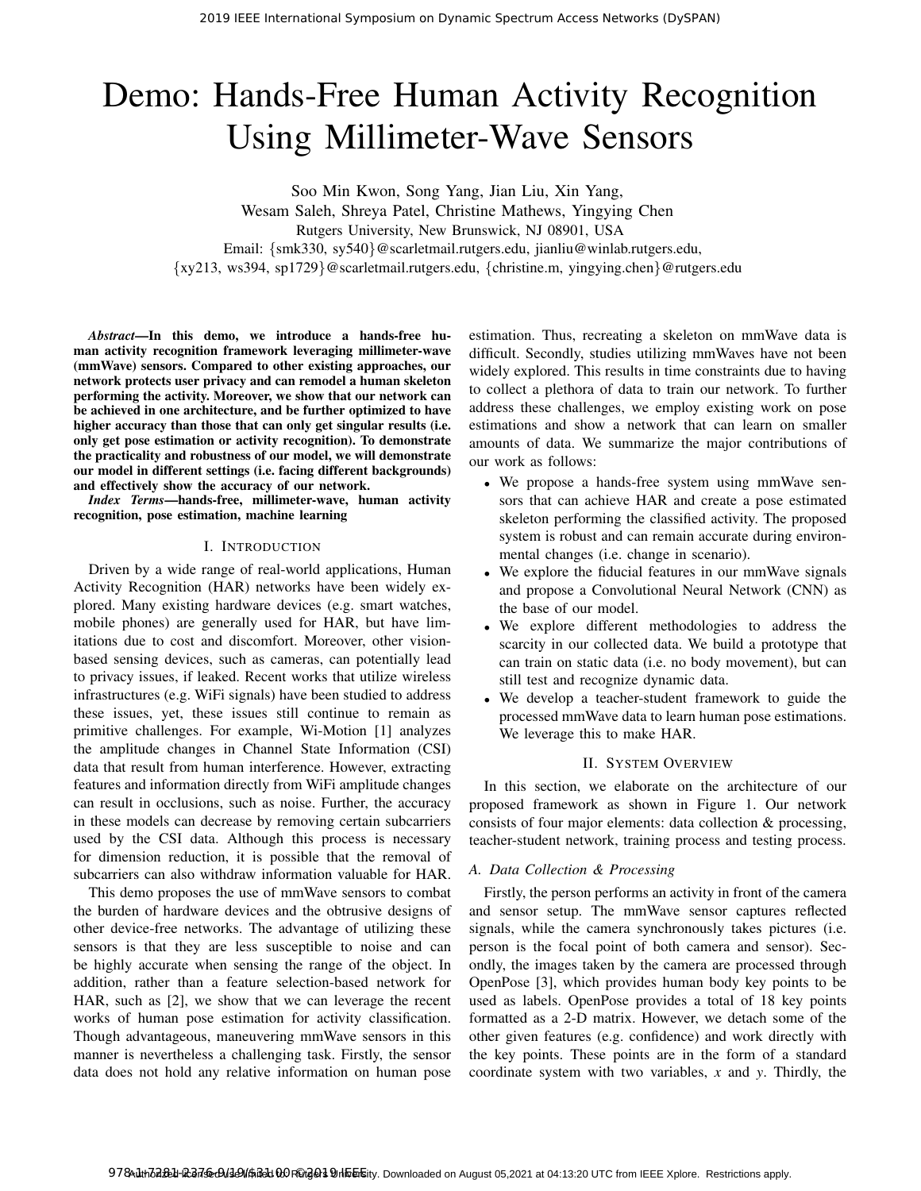# Demo: Hands-Free Human Activity Recognition Using Millimeter-Wave Sensors

Soo Min Kwon, Song Yang, Jian Liu, Xin Yang,
Wesam Saleh, Shreya Patel, Christine Mathews, Yingying Chen

Rutgers University, New Brunswick, NJ 08901, USA

Email: {smk330, sy540}@scarletmail.rutgers.edu, jianliu@winlab.rutgers.edu,
{xy213, ws394, sp1729}@scarletmail.rutgers.edu, {christine.m, yingying.chen}@rutgers.edu

***Abstract*—In this demo, we introduce a hands-free human activity recognition framework leveraging millimeter-wave (mmWave) sensors. Compared to other existing approaches, our network protects user privacy and can remodel a human skeleton performing the activity. Moreover, we show that our network can be achieved in one architecture, and be further optimized to have higher accuracy than those that can only get singular results (i.e. only get pose estimation or activity recognition). To demonstrate the practicality and robustness of our model, we will demonstrate our model in different settings (i.e. facing different backgrounds) and effectively show the accuracy of our network.**

***Index Terms*—hands-free, millimeter-wave, human activity recognition, pose estimation, machine learning**

## I. Introduction

Driven by a wide range of real-world applications, Human Activity Recognition (HAR) networks have been widely explored. Many existing hardware devices (e.g. smart watches, mobile phones) are generally used for HAR, but have limitations due to cost and discomfort. Moreover, other vision-based sensing devices, such as cameras, can potentially lead to privacy issues, if leaked. Recent works that utilize wireless infrastructures (e.g. WiFi signals) have been studied to address these issues, yet, these issues still continue to remain as primitive challenges. For example, Wi-Motion [1] analyzes the amplitude changes in Channel State Information (CSI) data that result from human interference. However, extracting features and information directly from WiFi amplitude changes can result in occlusions, such as noise. Further, the accuracy in these models can decrease by removing certain subcarriers used by the CSI data. Although this process is necessary for dimension reduction, it is possible that the removal of subcarriers can also withdraw information valuable for HAR.

This demo proposes the use of mmWave sensors to combat the burden of hardware devices and the obtrusive designs of other device-free networks. The advantage of utilizing these sensors is that they are less susceptible to noise and can be highly accurate when sensing the range of the object. In addition, rather than a feature selection-based network for HAR, such as [2], we show that we can leverage the recent works of human pose estimation for activity classification. Though advantageous, maneuvering mmWave sensors in this manner is nevertheless a challenging task. Firstly, the sensor data does not hold any relative information on human pose estimation. Thus, recreating a skeleton on mmWave data is difficult. Secondly, studies utilizing mmWaves have not been widely explored. This results in time constraints due to having to collect a plethora of data to train our network. To further address these challenges, we employ existing work on pose estimations and show a network that can learn on smaller amounts of data. We summarize the major contributions of our work as follows:

- We propose a hands-free system using mmWave sensors that can achieve HAR and create a pose estimated skeleton performing the classified activity. The proposed system is robust and can remain accurate during environmental changes (i.e. change in scenario).
- We explore the fiducial features in our mmWave signals and propose a Convolutional Neural Network (CNN) as the base of our model.
- We explore different methodologies to address the scarcity in our collected data. We build a prototype that can train on static data (i.e. no body movement), but can still test and recognize dynamic data.
- We develop a teacher-student framework to guide the processed mmWave data to learn human pose estimations. We leverage this to make HAR.

## II. System Overview

In this section, we elaborate on the architecture of our proposed framework as shown in Figure 1. Our network consists of four major elements: data collection & processing, teacher-student network, training process and testing process.

### A. Data Collection & Processing

Firstly, the person performs an activity in front of the camera and sensor setup. The mmWave sensor captures reflected signals, while the camera synchronously takes pictures (i.e. person is the focal point of both camera and sensor). Secondly, the images taken by the camera are processed through OpenPose [3], which provides human body key points to be used as labels. OpenPose provides a total of 18 key points formatted as a 2-D matrix. However, we detach some of the other given features (e.g. confidence) and work directly with the key points. These points are in the form of a standard coordinate system with two variables, *x* and *y*. Thirdly, the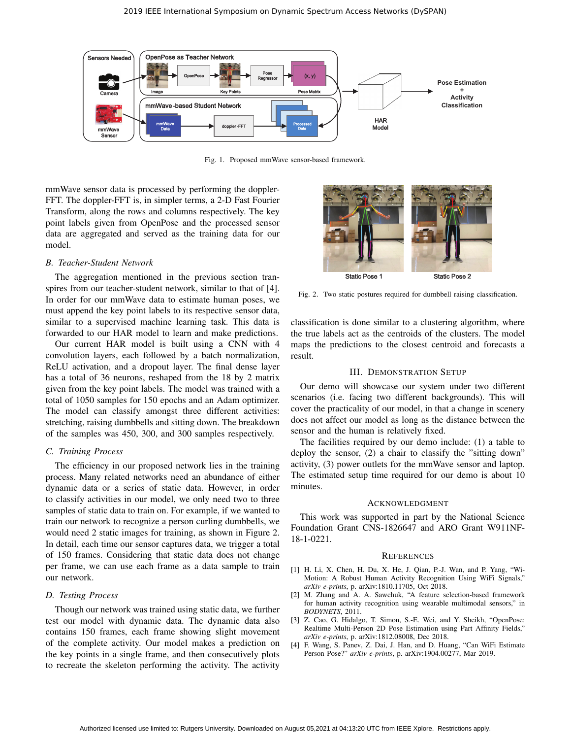Sensors Needed

Camera

mmWave Sensor

OpenPose as Teacher Network

Image

OpenPose

Key Points

Pose Regressor

(x, y)

Pose Matrix

mmWave-based Student Network

mmWave Data

doppler-FFT

Processed Data

HAR Model

Pose Estimation + Activity Classification

Fig. 1. Proposed mmWave sensor-based framework.

mmWave sensor data is processed by performing the doppler-FFT. The doppler-FFT is, in simpler terms, a 2-D Fast Fourier Transform, along the rows and columns respectively. The key point labels given from OpenPose and the processed sensor data are aggregated and served as the training data for our model.

### B. Teacher-Student Network

The aggregation mentioned in the previous section transpires from our teacher-student network, similar to that of [4]. In order for our mmWave data to estimate human poses, we must append the key point labels to its respective sensor data, similar to a supervised machine learning task. This data is forwarded to our HAR model to learn and make predictions.

Our current HAR model is built using a CNN with 4 convolution layers, each followed by a batch normalization, ReLU activation, and a dropout layer. The final dense layer has a total of 36 neurons, reshaped from the 18 by 2 matrix given from the key point labels. The model was trained with a total of 1050 samples for 150 epochs and an Adam optimizer. The model can classify amongst three different activities: stretching, raising dumbbells and sitting down. The breakdown of the samples was 450, 300, and 300 samples respectively.

### C. Training Process

The efficiency in our proposed network lies in the training process. Many related networks need an abundance of either dynamic data or a series of static data. However, in order to classify activities in our model, we only need two to three samples of static data to train on. For example, if we wanted to train our network to recognize a person curling dumbbells, we would need 2 static images for training, as shown in Figure 2. In detail, each time our sensor captures data, we trigger a total of 150 frames. Considering that static data does not change per frame, we can use each frame as a data sample to train our network.

### D. Testing Process

Though our network was trained using static data, we further test our model with dynamic data. The dynamic data also contains 150 frames, each frame showing slight movement of the complete activity. Our model makes a prediction on the key points in a single frame, and then consecutively plots to recreate the skeleton performing the activity. The activity classification is done similar to a clustering algorithm, where the true labels act as the centroids of the clusters. The model maps the predictions to the closest centroid and forecasts a result.

Static Pose 1

Static Pose 2

Fig. 2. Two static postures required for dumbbell raising classification.

## III. Demonstration Setup

Our demo will showcase our system under two different scenarios (i.e. facing two different backgrounds). This will cover the practicality of our model, in that a change in scenery does not affect our model as long as the distance between the sensor and the human is relatively fixed.

The facilities required by our demo include: (1) a table to deploy the sensor, (2) a chair to classify the "sitting down" activity, (3) power outlets for the mmWave sensor and laptop. The estimated setup time required for our demo is about 10 minutes.

## Acknowledgment

This work was supported in part by the National Science Foundation Grant CNS-1826647 and ARO Grant W911NF-18-1-0221.

## References

[1] H. Li, X. Chen, H. Du, X. He, J. Qian, P.-J. Wan, and P. Yang, "Wi-Motion: A Robust Human Activity Recognition Using WiFi Signals," *arXiv e-prints*, p. arXiv:1810.11705, Oct 2018.

[2] M. Zhang and A. A. Sawchuk, "A feature selection-based framework for human activity recognition using wearable multimodal sensors," in *BODYNETS*, 2011.

[3] Z. Cao, G. Hidalgo, T. Simon, S.-E. Wei, and Y. Sheikh, "OpenPose: Realtime Multi-Person 2D Pose Estimation using Part Affinity Fields," *arXiv e-prints*, p. arXiv:1812.08008, Dec 2018.

[4] F. Wang, S. Panev, Z. Dai, J. Han, and D. Huang, "Can WiFi Estimate Person Pose?" *arXiv e-prints*, p. arXiv:1904.00277, Mar 2019.